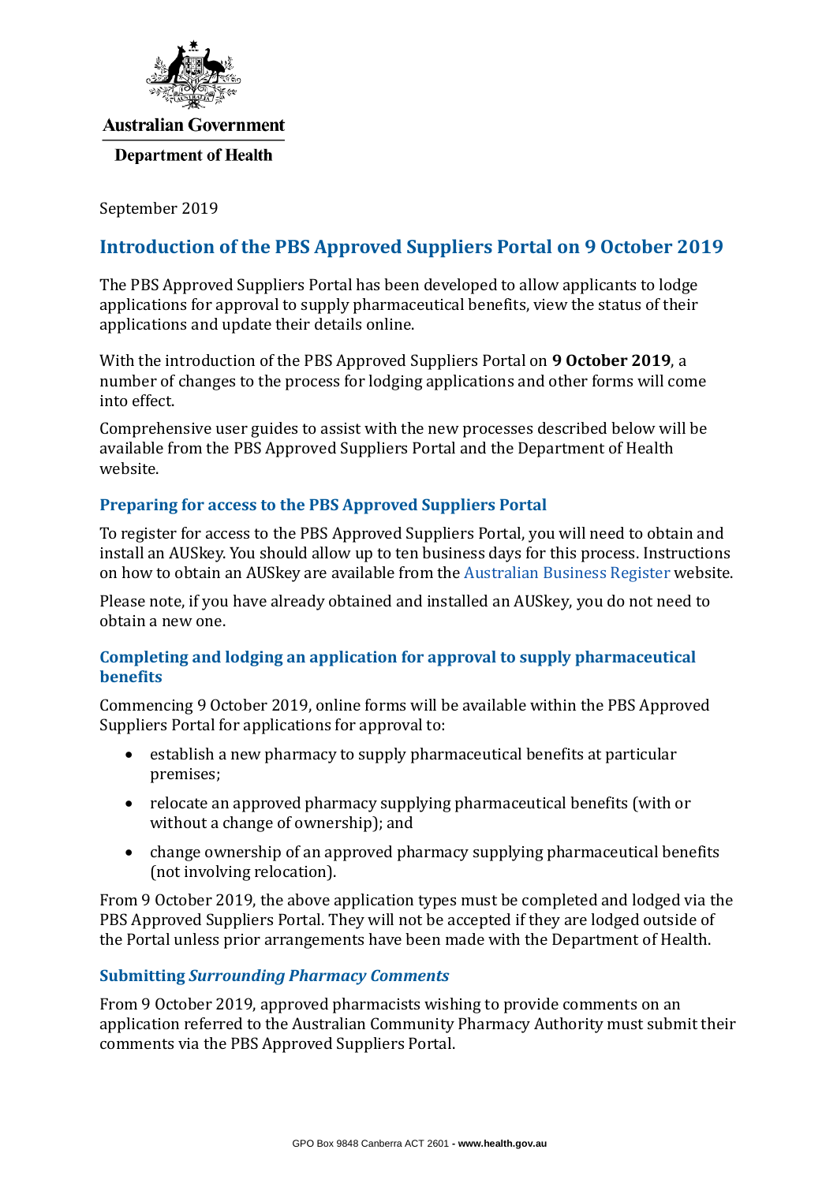Australian Government

Department of Health

September 2019

## Introduction of the PBS Approved Suppliers Portal on 9 October 2019

The PBS Approved Suppliers Portal has been developed to allow applicants to lodge applications for approval to supply pharmaceutical benefits, view the status of their applications and update their details online.

With the introduction of the PBS Approved Suppliers Portal on **9 October 2019**, a number of changes to the process for lodging applications and other forms will come into effect.

Comprehensive user guides to assist with the new processes described below will be available from the PBS Approved Suppliers Portal and the Department of Health website.

### Preparing for access to the PBS Approved Suppliers Portal

To register for access to the PBS Approved Suppliers Portal, you will need to obtain and install an AUSkey. You should allow up to ten business days for this process. Instructions on how to obtain an AUSkey are available from the Australian Business Register website.

Please note, if you have already obtained and installed an AUSkey, you do not need to obtain a new one.

### Completing and lodging an application for approval to supply pharmaceutical benefits

Commencing 9 October 2019, online forms will be available within the PBS Approved Suppliers Portal for applications for approval to:

- establish a new pharmacy to supply pharmaceutical benefits at particular premises;
- relocate an approved pharmacy supplying pharmaceutical benefits (with or without a change of ownership); and
- change ownership of an approved pharmacy supplying pharmaceutical benefits (not involving relocation).

From 9 October 2019, the above application types must be completed and lodged via the PBS Approved Suppliers Portal. They will not be accepted if they are lodged outside of the Portal unless prior arrangements have been made with the Department of Health.

### Submitting *Surrounding Pharmacy Comments*

From 9 October 2019, approved pharmacists wishing to provide comments on an application referred to the Australian Community Pharmacy Authority must submit their comments via the PBS Approved Suppliers Portal.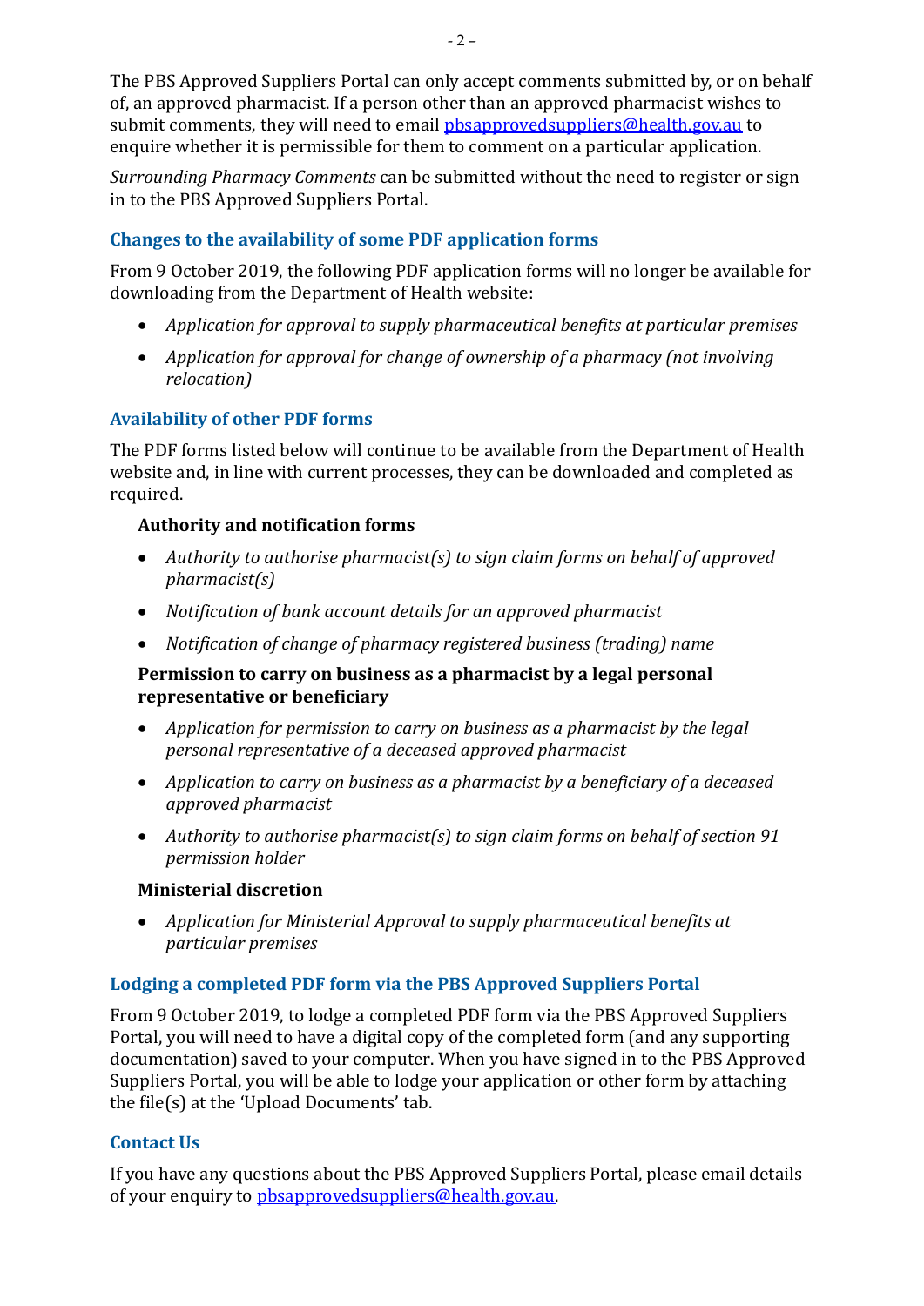The PBS Approved Suppliers Portal can only accept comments submitted by, or on behalf of, an approved pharmacist. If a person other than an approved pharmacist wishes to submit comments, they will need to email pbsapprovedsuppliers@health.gov.au to enquire whether it is permissible for them to comment on a particular application.

*Surrounding Pharmacy Comments* can be submitted without the need to register or sign in to the PBS Approved Suppliers Portal.

## Changes to the availability of some PDF application forms

From 9 October 2019, the following PDF application forms will no longer be available for downloading from the Department of Health website:

- *Application for approval to supply pharmaceutical benefits at particular premises*
- *Application for approval for change of ownership of a pharmacy (not involving relocation)*

## Availability of other PDF forms

The PDF forms listed below will continue to be available from the Department of Health website and, in line with current processes, they can be downloaded and completed as required.

**Authority and notification forms**

- *Authority to authorise pharmacist(s) to sign claim forms on behalf of approved pharmacist(s)*
- *Notification of bank account details for an approved pharmacist*
- *Notification of change of pharmacy registered business (trading) name*

**Permission to carry on business as a pharmacist by a legal personal representative or beneficiary**

- *Application for permission to carry on business as a pharmacist by the legal personal representative of a deceased approved pharmacist*
- *Application to carry on business as a pharmacist by a beneficiary of a deceased approved pharmacist*
- *Authority to authorise pharmacist(s) to sign claim forms on behalf of section 91 permission holder*

**Ministerial discretion**

- *Application for Ministerial Approval to supply pharmaceutical benefits at particular premises*

## Lodging a completed PDF form via the PBS Approved Suppliers Portal

From 9 October 2019, to lodge a completed PDF form via the PBS Approved Suppliers Portal, you will need to have a digital copy of the completed form (and any supporting documentation) saved to your computer. When you have signed in to the PBS Approved Suppliers Portal, you will be able to lodge your application or other form by attaching the file(s) at the 'Upload Documents' tab.

## Contact Us

If you have any questions about the PBS Approved Suppliers Portal, please email details of your enquiry to pbsapprovedsuppliers@health.gov.au.